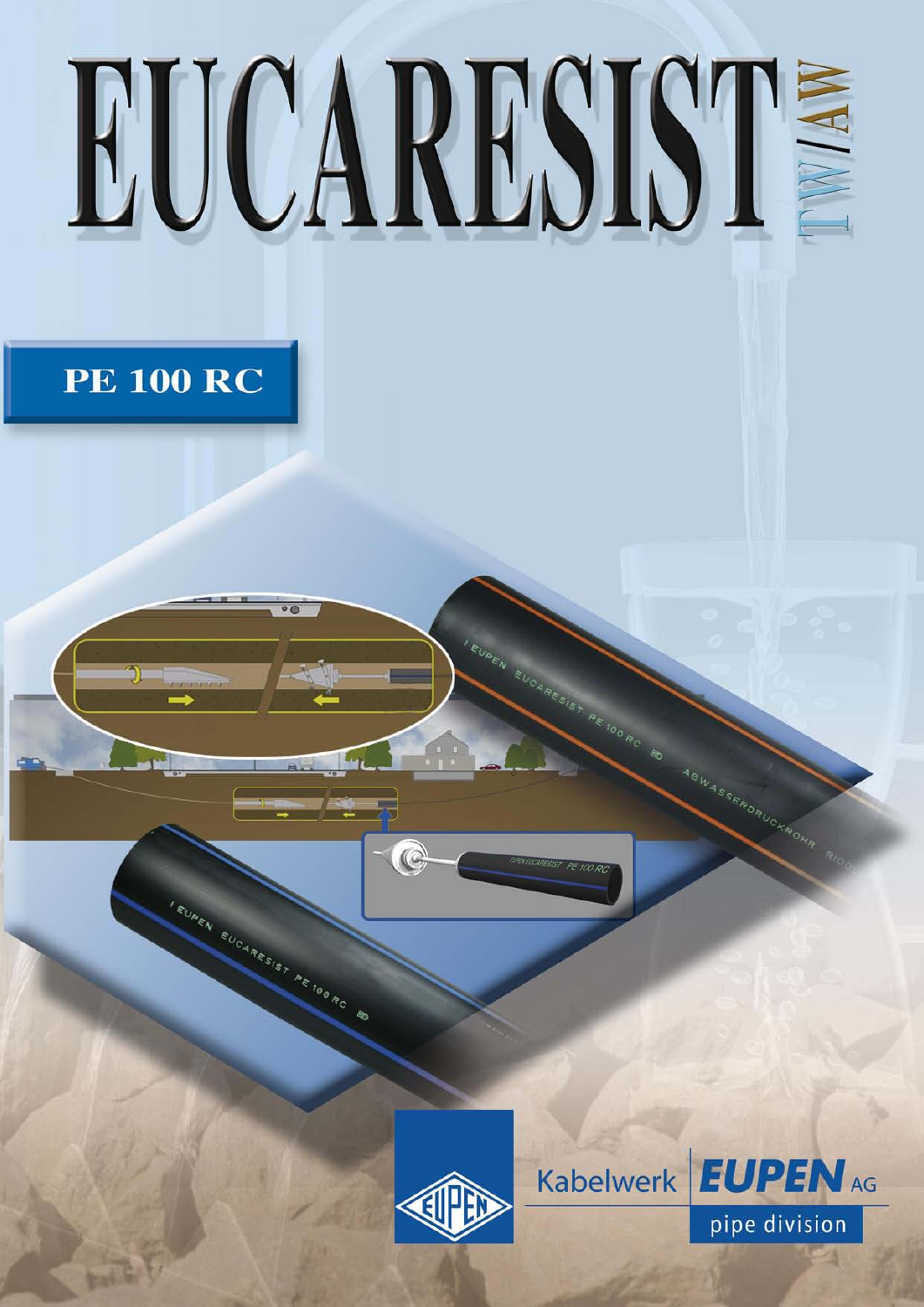# EUCARESIST TW/AW

## PE 100 RC

Kabelwerk **EUPEN** AG

pipe division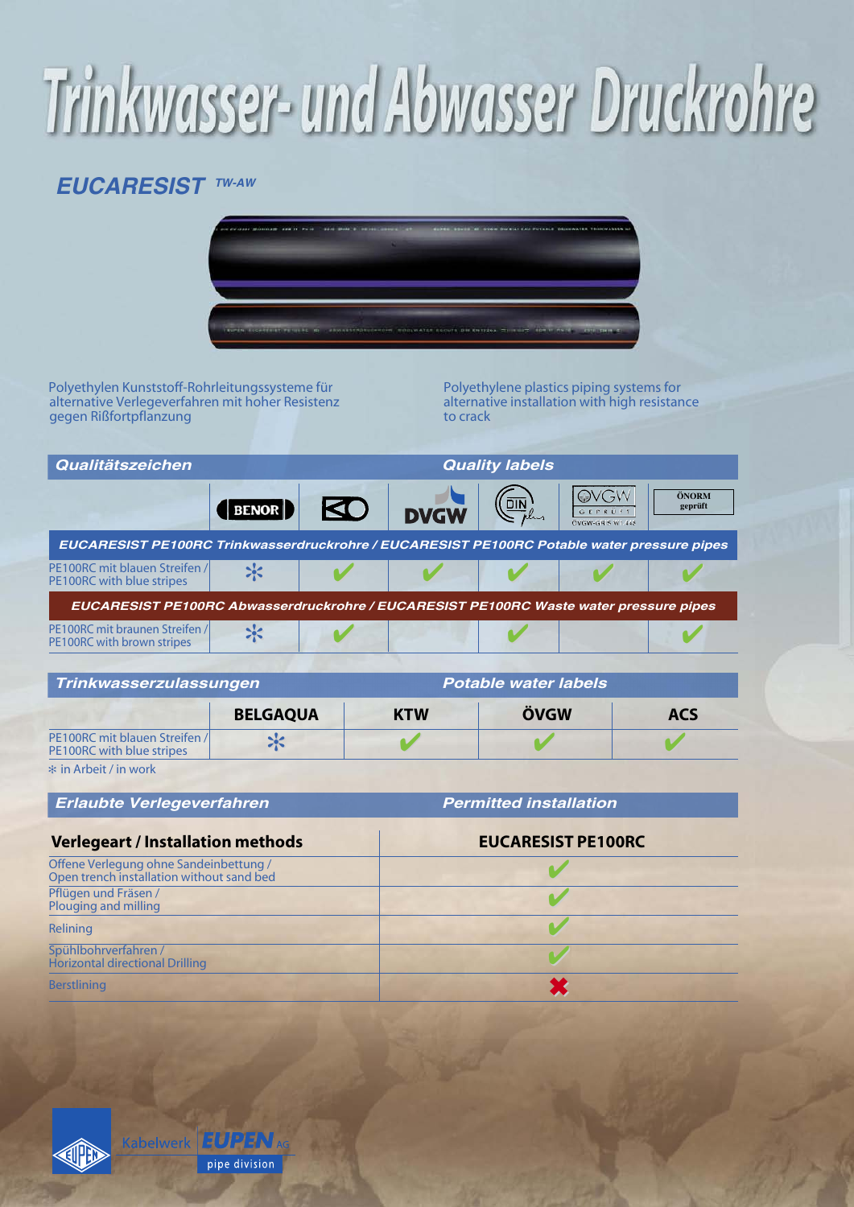# Trinkwasser- und Abwasser Druckrohre

## EUCARESIST TW-AW

Polyethylen Kunststoff-Rohrleitungssysteme für alternative Verlegeverfahren mit hoher Resistenz gegen Rißfortpflanzung

Polyethylene plastics piping systems for alternative installation with high resistance to crack

### Qualitätszeichen / Quality labels

| | BENOR | KO | DVGW | DIN plus | ÖVGW geprüft | ÖNORM geprüft |
|---|---|---|---|---|---|---|
| **EUCARESIST PE100RC Trinkwasserdruckrohre / EUCARESIST PE100RC Potable water pressure pipes** | | | | | | |
| PE100RC mit blauen Streifen / PE100RC with blue stripes | ✻ | ✔ | ✔ | ✔ | ✔ | ✔ |
| **EUCARESIST PE100RC Abwasserdruckrohre / EUCARESIST PE100RC Waste water pressure pipes** | | | | | | |
| PE100RC mit braunen Streifen / PE100RC with brown stripes | ✻ | ✔ | | ✔ | | ✔ |

### Trinkwasserzulassungen / Potable water labels

| | BELGAQUA | KTW | ÖVGW | ACS |
|---|---|---|---|---|
| PE100RC mit blauen Streifen / PE100RC with blue stripes | ✻ | ✔ | ✔ | ✔ |

✻ in Arbeit / in work

### Erlaubte Verlegeverfahren / Permitted installation

| Verlegeart / Installation methods | EUCARESIST PE100RC |
|---|---|
| Offene Verlegung ohne Sandeinbettung / Open trench installation without sand bed | ✔ |
| Pflügen und Fräsen / Plouging and milling | ✔ |
| Relining | ✔ |
| Spühlbohrverfahren / Horizontal directional Drilling | ✔ |
| Berstlining | ✖ |

Kabelwerk EUPEN AG pipe division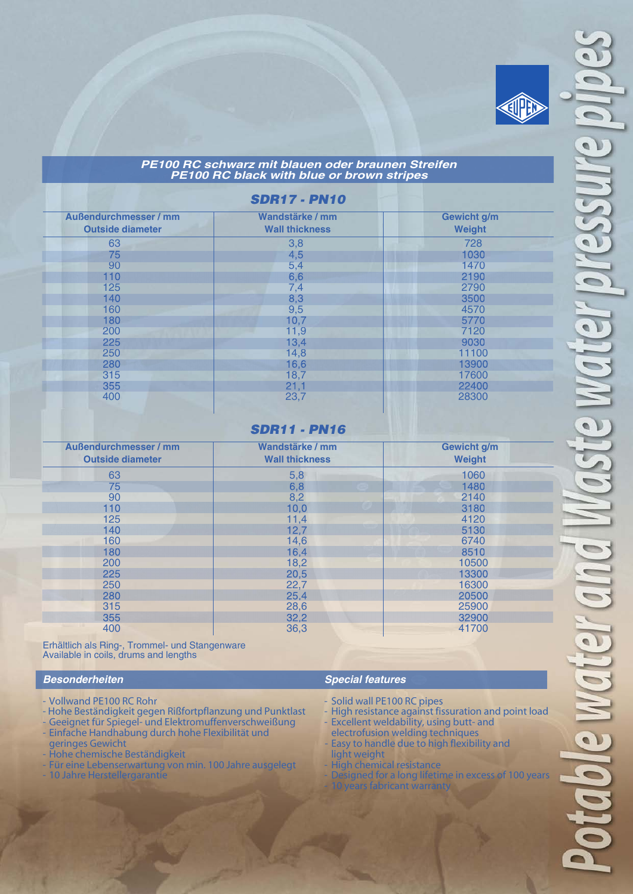# Potable water and Waste water pressure pipes

## PE100 RC schwarz mit blauen oder braunen Streifen
## PE100 RC black with blue or brown stripes

### SDR17 - PN10

| Außendurchmesser / mm<br>Outside diameter | Wandstärke / mm<br>Wall thickness | Gewicht g/m<br>Weight |
|---|---|---|
| 63 | 3,8 | 728 |
| 75 | 4,5 | 1030 |
| 90 | 5,4 | 1470 |
| 110 | 6,6 | 2190 |
| 125 | 7,4 | 2790 |
| 140 | 8,3 | 3500 |
| 160 | 9,5 | 4570 |
| 180 | 10,7 | 5770 |
| 200 | 11,9 | 7120 |
| 225 | 13,4 | 9030 |
| 250 | 14,8 | 11100 |
| 280 | 16,6 | 13900 |
| 315 | 18,7 | 17600 |
| 355 | 21,1 | 22400 |
| 400 | 23,7 | 28300 |

### SDR11 - PN16

| Außendurchmesser / mm<br>Outside diameter | Wandstärke / mm<br>Wall thickness | Gewicht g/m<br>Weight |
|---|---|---|
| 63 | 5,8 | 1060 |
| 75 | 6,8 | 1480 |
| 90 | 8,2 | 2140 |
| 110 | 10,0 | 3180 |
| 125 | 11,4 | 4120 |
| 140 | 12,7 | 5130 |
| 160 | 14,6 | 6740 |
| 180 | 16,4 | 8510 |
| 200 | 18,2 | 10500 |
| 225 | 20,5 | 13300 |
| 250 | 22,7 | 16300 |
| 280 | 25,4 | 20500 |
| 315 | 28,6 | 25900 |
| 355 | 32,2 | 32900 |
| 400 | 36,3 | 41700 |

Erhältlich als Ring-, Trommel- und Stangenware
Available in coils, drums and lengths

### Besonderheiten

- Vollwand PE100 RC Rohr
- Hohe Beständigkeit gegen Rißfortpflanzung und Punktlast
- Geeignet für Spiegel- und Elektromuffenverschweißung
- Einfache Handhabung durch hohe Flexibilität und geringes Gewicht
- Hohe chemische Beständigkeit
- Für eine Lebenserwartung von min. 100 Jahre ausgelegt
- 10 Jahre Herstellergarantie

### Special features

- Solid wall PE100 RC pipes
- High resistance against fissuration and point load
- Excellent weldability, using butt- and electrofusion welding techniques
- Easy to handle due to high flexibility and light weight
- High chemical resistance
- Designed for a long lifetime in excess of 100 years
- 10 years fabricant warranty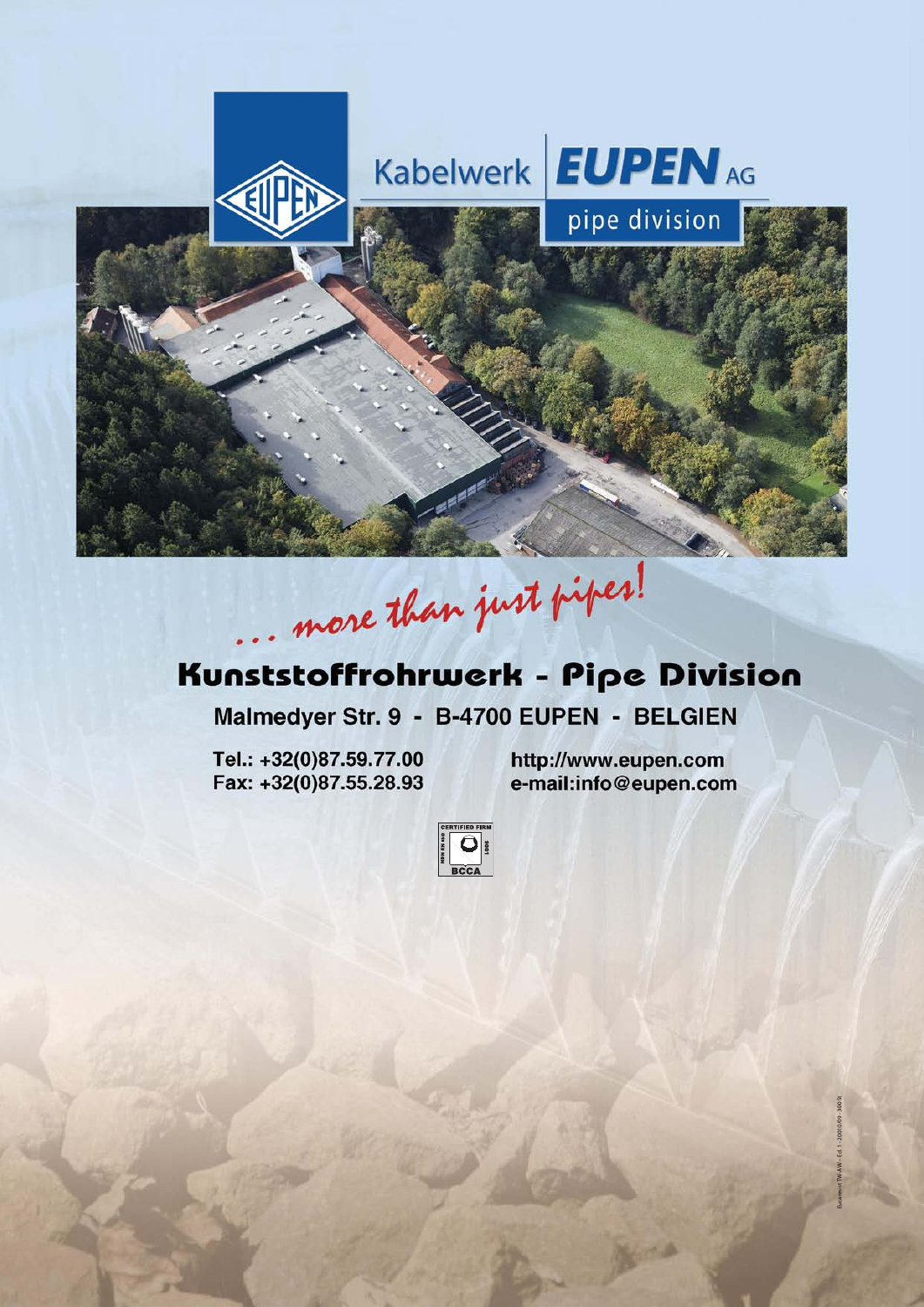Kabelwerk **EUPEN** AG

pipe division

*... more than just pipes!*

# Kunststoffrohrwerk - Pipe Division

**Malmedyer Str. 9 - B-4700 EUPEN - BELGIEN**

Tel.: +32(0)87.59.77.00
Fax: +32(0)87.55.28.93

http://www.eupen.com
e-mail:info@eupen.com

CERTIFIED FIRM
NBN EN ISO 9001
BCCA